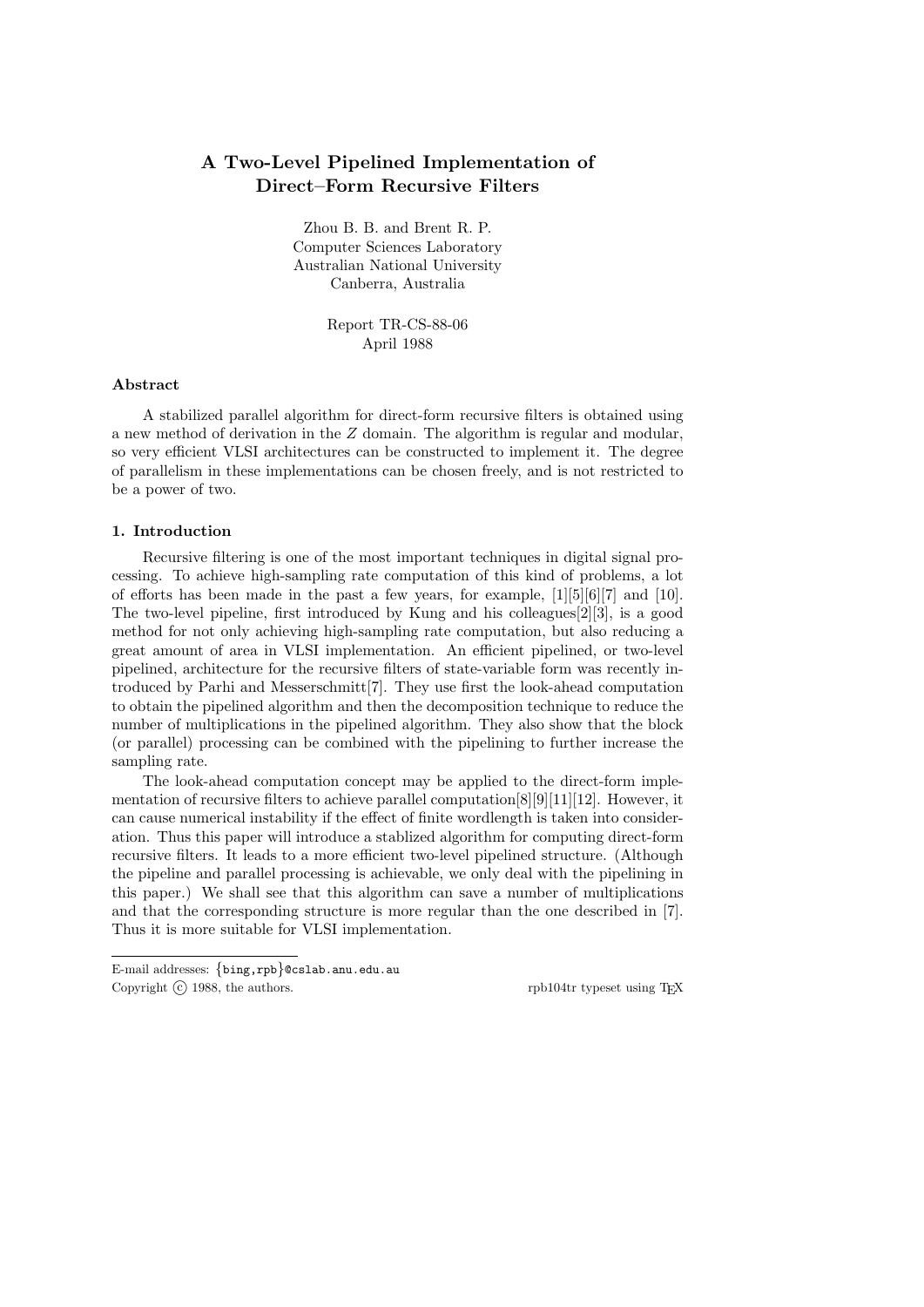# A Two-Level Pipelined Implementation of Direct–Form Recursive Filters

Zhou B. B. and Brent R. P.
Computer Sciences Laboratory
Australian National University
Canberra, Australia

Report TR-CS-88-06
April 1988

### Abstract

A stabilized parallel algorithm for direct-form recursive filters is obtained using a new method of derivation in the $Z$ domain. The algorithm is regular and modular, so very efficient VLSI architectures can be constructed to implement it. The degree of parallelism in these implementations can be chosen freely, and is not restricted to be a power of two.

### 1. Introduction

Recursive filtering is one of the most important techniques in digital signal processing. To achieve high-sampling rate computation of this kind of problems, a lot of efforts has been made in the past a few years, for example, [1][5][6][7] and [10]. The two-level pipeline, first introduced by Kung and his colleagues[2][3], is a good method for not only achieving high-sampling rate computation, but also reducing a great amount of area in VLSI implementation. An efficient pipelined, or two-level pipelined, architecture for the recursive filters of state-variable form was recently introduced by Parhi and Messerschmitt[7]. They use first the look-ahead computation to obtain the pipelined algorithm and then the decomposition technique to reduce the number of multiplications in the pipelined algorithm. They also show that the block (or parallel) processing can be combined with the pipelining to further increase the sampling rate.

The look-ahead computation concept may be applied to the direct-form implementation of recursive filters to achieve parallel computation[8][9][11][12]. However, it can cause numerical instability if the effect of finite wordlength is taken into consideration. Thus this paper will introduce a stablized algorithm for computing direct-form recursive filters. It leads to a more efficient two-level pipelined structure. (Although the pipeline and parallel processing is achievable, we only deal with the pipelining in this paper.) We shall see that this algorithm can save a number of multiplications and that the corresponding structure is more regular than the one described in [7]. Thus it is more suitable for VLSI implementation.

---

E-mail addresses: {bing,rpb}@cslab.anu.edu.au
Copyright © 1988, the authors. rpb104tr typeset using TEX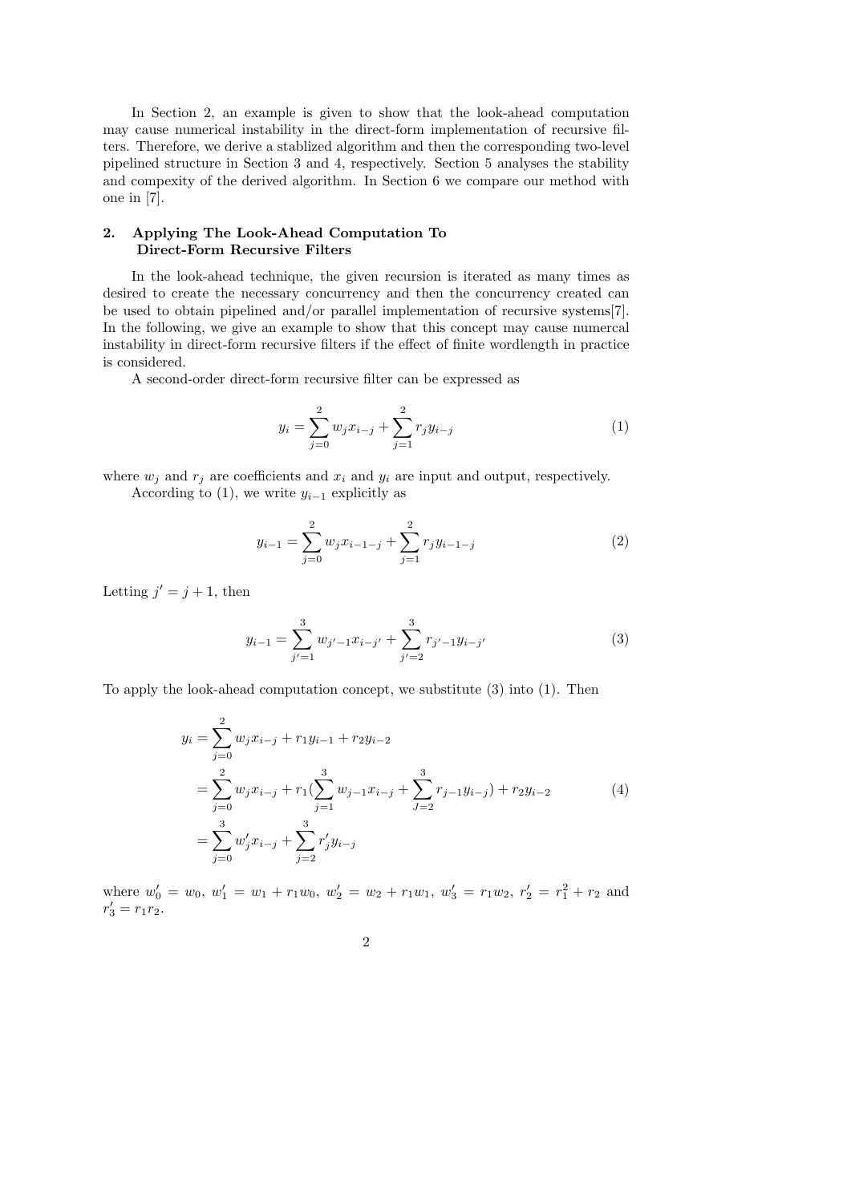In Section 2, an example is given to show that the look-ahead computation may cause numerical instability in the direct-form implementation of recursive filters. Therefore, we derive a stablized algorithm and then the corresponding two-level pipelined structure in Section 3 and 4, respectively. Section 5 analyses the stability and compexity of the derived algorithm. In Section 6 we compare our method with one in [7].

## 2. Applying The Look-Ahead Computation To Direct-Form Recursive Filters

In the look-ahead technique, the given recursion is iterated as many times as desired to create the necessary concurrency and then the concurrency created can be used to obtain pipelined and/or parallel implementation of recursive systems[7]. In the following, we give an example to show that this concept may cause numercal instability in direct-form recursive filters if the effect of finite wordlength in practice is considered.

A second-order direct-form recursive filter can be expressed as

$$y_i = \sum_{j=0}^{2} w_j x_{i-j} + \sum_{j=1}^{2} r_j y_{i-j} \tag{1}$$

where $w_j$ and $r_j$ are coefficients and $x_i$ and $y_i$ are input and output, respectively.

According to (1), we write $y_{i-1}$ explicitly as

$$y_{i-1} = \sum_{j=0}^{2} w_j x_{i-1-j} + \sum_{j=1}^{2} r_j y_{i-1-j} \tag{2}$$

Letting $j' = j + 1$, then

$$y_{i-1} = \sum_{j'=1}^{3} w_{j'-1} x_{i-j'} + \sum_{j'=2}^{3} r_{j'-1} y_{i-j'} \tag{3}$$

To apply the look-ahead computation concept, we substitute (3) into (1). Then

$$\begin{aligned}
y_i &= \sum_{j=0}^{2} w_j x_{i-j} + r_1 y_{i-1} + r_2 y_{i-2} \\
&= \sum_{j=0}^{2} w_j x_{i-j} + r_1 (\sum_{j=1}^{3} w_{j-1} x_{i-j} + \sum_{J=2}^{3} r_{j-1} y_{i-j}) + r_2 y_{i-2} \\
&= \sum_{j=0}^{3} w'_j x_{i-j} + \sum_{j=2}^{3} r'_j y_{i-j}
\end{aligned} \tag{4}$$

where $w'_0 = w_0$, $w'_1 = w_1 + r_1 w_0$, $w'_2 = w_2 + r_1 w_1$, $w'_3 = r_1 w_2$, $r'_2 = r_1^2 + r_2$ and $r'_3 = r_1 r_2$.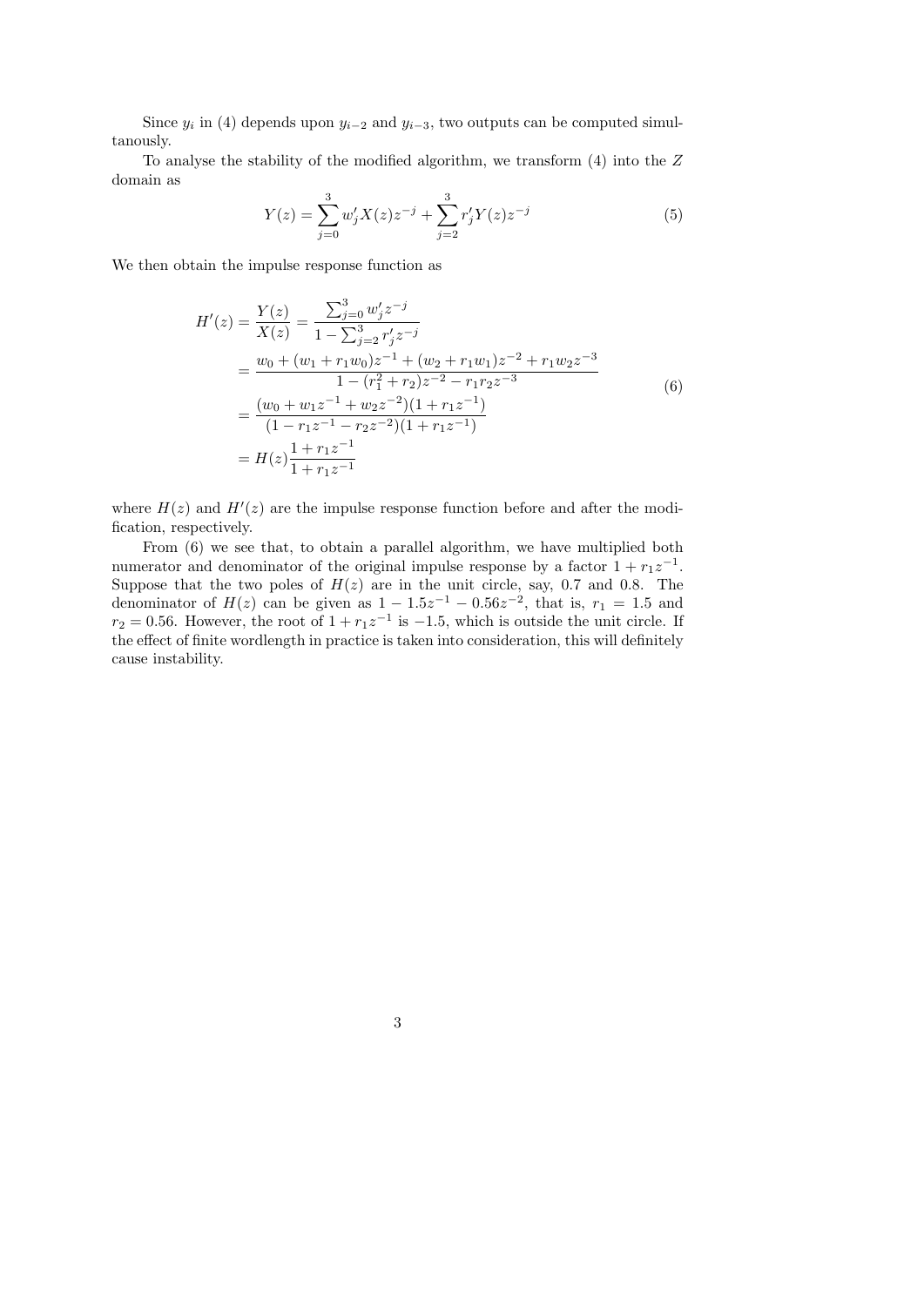Since $y_i$ in (4) depends upon $y_{i-2}$ and $y_{i-3}$, two outputs can be computed simultanously.

To analyse the stability of the modified algorithm, we transform (4) into the $Z$ domain as

$$Y(z) = \sum_{j=0}^{3} w'_j X(z) z^{-j} + \sum_{j=2}^{3} r'_j Y(z) z^{-j} \tag{5}$$

We then obtain the impulse response function as

$$\begin{aligned}
H'(z) = \frac{Y(z)}{X(z)} &= \frac{\sum_{j=0}^{3} w'_j z^{-j}}{1 - \sum_{j=2}^{3} r'_j z^{-j}} \\
&= \frac{w_0 + (w_1 + r_1 w_0) z^{-1} + (w_2 + r_1 w_1) z^{-2} + r_1 w_2 z^{-3}}{1 - (r_1^2 + r_2) z^{-2} - r_1 r_2 z^{-3}} \\
&= \frac{(w_0 + w_1 z^{-1} + w_2 z^{-2})(1 + r_1 z^{-1})}{(1 - r_1 z^{-1} - r_2 z^{-2})(1 + r_1 z^{-1})} \\
&= H(z) \frac{1 + r_1 z^{-1}}{1 + r_1 z^{-1}}
\end{aligned} \tag{6}$$

where $H(z)$ and $H'(z)$ are the impulse response function before and after the modification, respectively.

From (6) we see that, to obtain a parallel algorithm, we have multiplied both numerator and denominator of the original impulse response by a factor $1 + r_1 z^{-1}$. Suppose that the two poles of $H(z)$ are in the unit circle, say, 0.7 and 0.8. The denominator of $H(z)$ can be given as $1 - 1.5z^{-1} - 0.56z^{-2}$, that is, $r_1 = 1.5$ and $r_2 = 0.56$. However, the root of $1 + r_1 z^{-1}$ is $-1.5$, which is outside the unit circle. If the effect of finite wordlength in practice is taken into consideration, this will definitely cause instability.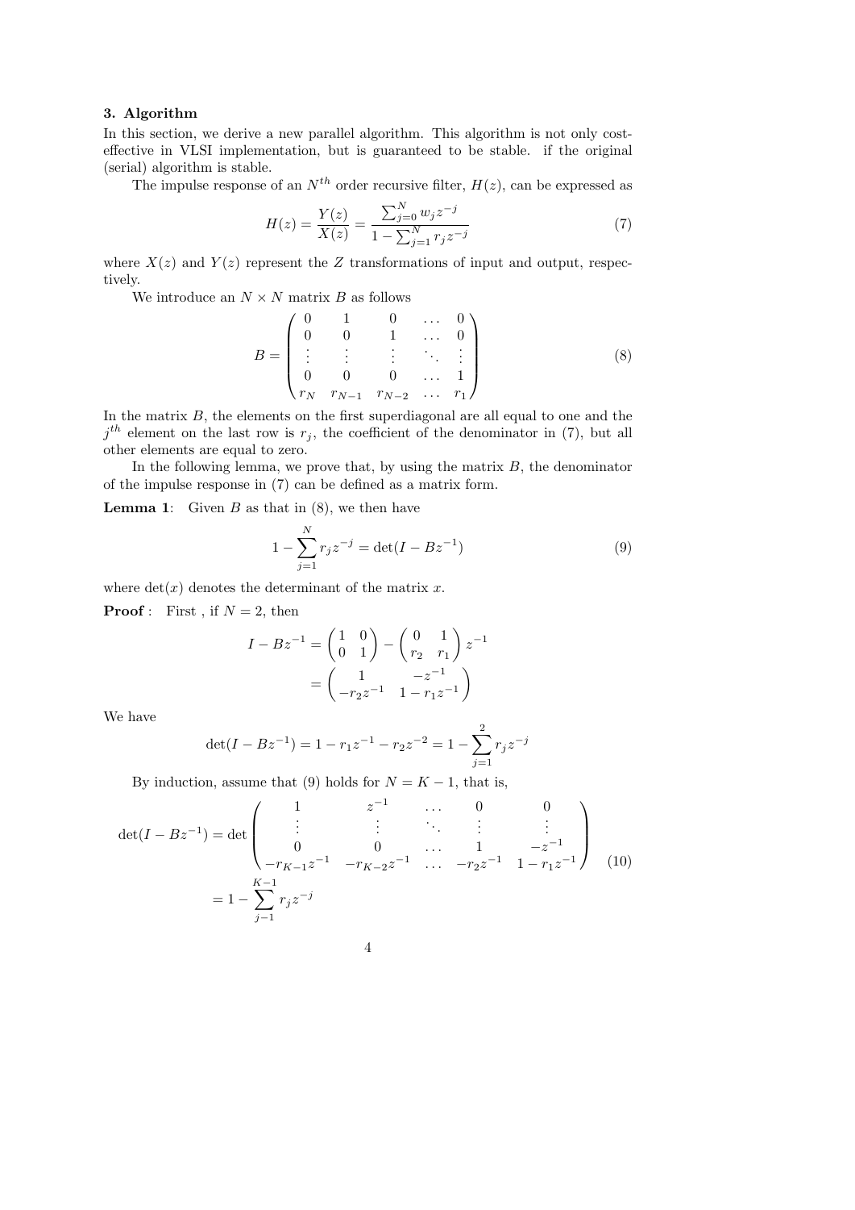### 3. Algorithm

In this section, we derive a new parallel algorithm. This algorithm is not only cost-effective in VLSI implementation, but is guaranteed to be stable. if the original (serial) algorithm is stable.

The impulse response of an $N^{th}$ order recursive filter, $H(z)$, can be expressed as

$$H(z) = \frac{Y(z)}{X(z)} = \frac{\sum_{j=0}^{N} w_j z^{-j}}{1 - \sum_{j=1}^{N} r_j z^{-j}} \tag{7}$$

where $X(z)$ and $Y(z)$ represent the $Z$ transformations of input and output, respectively.

We introduce an $N \times N$ matrix $B$ as follows

$$B = \begin{pmatrix} 0 & 1 & 0 & \dots & 0 \\ 0 & 0 & 1 & \dots & 0 \\ \vdots & \vdots & \vdots & \ddots & \vdots \\ 0 & 0 & 0 & \dots & 1 \\ r_N & r_{N-1} & r_{N-2} & \dots & r_1 \end{pmatrix} \tag{8}$$

In the matrix $B$, the elements on the first superdiagonal are all equal to one and the $j^{th}$ element on the last row is $r_j$, the coefficient of the denominator in (7), but all other elements are equal to zero.

In the following lemma, we prove that, by using the matrix $B$, the denominator of the impulse response in (7) can be defined as a matrix form.

**Lemma 1**: Given $B$ as that in (8), we then have

$$1 - \sum_{j=1}^{N} r_j z^{-j} = \det(I - Bz^{-1}) \tag{9}$$

where $\det(x)$ denotes the determinant of the matrix $x$.

**Proof** : First , if $N = 2$, then

$$\begin{aligned} I - Bz^{-1} &= \begin{pmatrix} 1 & 0 \\ 0 & 1 \end{pmatrix} - \begin{pmatrix} 0 & 1 \\ r_2 & r_1 \end{pmatrix} z^{-1} \\ &= \begin{pmatrix} 1 & -z^{-1} \\ -r_2 z^{-1} & 1 - r_1 z^{-1} \end{pmatrix} \end{aligned}$$

We have

$$\det(I - Bz^{-1}) = 1 - r_1 z^{-1} - r_2 z^{-2} = 1 - \sum_{j=1}^{2} r_j z^{-j}$$

By induction, assume that (9) holds for $N = K - 1$, that is,

$$\begin{aligned} \det(I - Bz^{-1}) &= \det \begin{pmatrix} 1 & z^{-1} & \dots & 0 & 0 \\ \vdots & \vdots & \ddots & \vdots & \vdots \\ 0 & 0 & \dots & 1 & -z^{-1} \\ -r_{K-1}z^{-1} & -r_{K-2}z^{-1} & \dots & -r_2 z^{-1} & 1 - r_1 z^{-1} \end{pmatrix} \\ &= 1 - \sum_{j-1}^{K-1} r_j z^{-j} \end{aligned} \tag{10}$$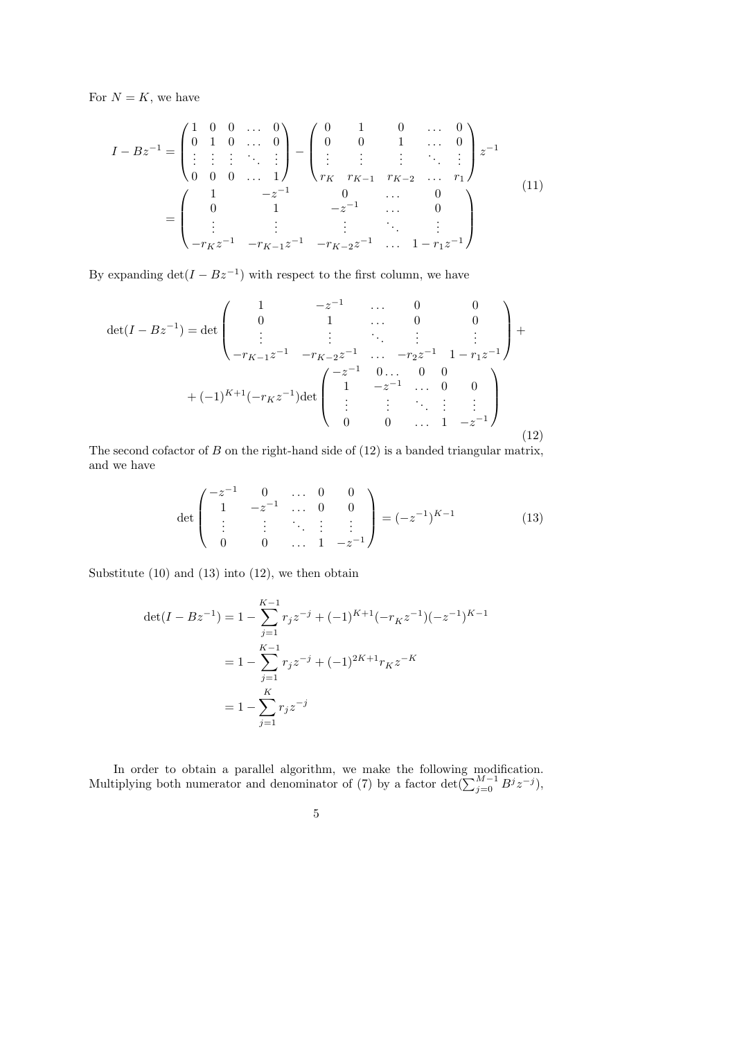For $N = K$, we have

$$
\begin{aligned}
I - Bz^{-1} &= \begin{pmatrix} 1 & 0 & 0 & \dots & 0 \\ 0 & 1 & 0 & \dots & 0 \\ \vdots & \vdots & \vdots & \ddots & \vdots \\ 0 & 0 & 0 & \dots & 1 \end{pmatrix} - \begin{pmatrix} 0 & 1 & 0 & \dots & 0 \\ 0 & 0 & 1 & \dots & 0 \\ \vdots & \vdots & \vdots & \ddots & \vdots \\ r_K & r_{K-1} & r_{K-2} & \dots & r_1 \end{pmatrix} z^{-1} \\
&= \begin{pmatrix} 1 & -z^{-1} & 0 & \dots & 0 \\ 0 & 1 & -z^{-1} & \dots & 0 \\ \vdots & \vdots & \vdots & \ddots & \vdots \\ -r_K z^{-1} & -r_{K-1} z^{-1} & -r_{K-2} z^{-1} & \dots & 1 - r_1 z^{-1} \end{pmatrix}
\end{aligned}
\tag{11}
$$

By expanding $\det(I - Bz^{-1})$ with respect to the first column, we have

$$
\begin{aligned}
\det(I - Bz^{-1}) = \det &\begin{pmatrix} 1 & -z^{-1} & \dots & 0 & 0 \\ 0 & 1 & \dots & 0 & 0 \\ \vdots & \vdots & \ddots & \vdots & \vdots \\ -r_{K-1} z^{-1} & -r_{K-2} z^{-1} & \dots & -r_2 z^{-1} & 1 - r_1 z^{-1} \end{pmatrix} + \\
&+ (-1)^{K+1}(-r_K z^{-1}) \det \begin{pmatrix} -z^{-1} & 0 \dots & 0 & 0 \\ 1 & -z^{-1} & \dots & 0 & 0 \\ \vdots & \vdots & \ddots & \vdots & \vdots \\ 0 & 0 & \dots & 1 & -z^{-1} \end{pmatrix}
\end{aligned}
\tag{12}
$$

The second cofactor of $B$ on the right-hand side of (12) is a banded triangular matrix, and we have

$$
\det \begin{pmatrix} -z^{-1} & 0 & \dots & 0 & 0 \\ 1 & -z^{-1} & \dots & 0 & 0 \\ \vdots & \vdots & \ddots & \vdots & \vdots \\ 0 & 0 & \dots & 1 & -z^{-1} \end{pmatrix} = (-z^{-1})^{K-1}
\tag{13}
$$

Substitute (10) and (13) into (12), we then obtain

$$
\begin{aligned}
\det(I - Bz^{-1}) &= 1 - \sum_{j=1}^{K-1} r_j z^{-j} + (-1)^{K+1}(-r_K z^{-1})(-z^{-1})^{K-1} \\
&= 1 - \sum_{j=1}^{K-1} r_j z^{-j} + (-1)^{2K+1} r_K z^{-K} \\
&= 1 - \sum_{j=1}^{K} r_j z^{-j}
\end{aligned}
$$

In order to obtain a parallel algorithm, we make the following modification. Multiplying both numerator and denominator of (7) by a factor $\det(\sum_{j=0}^{M-1} B^j z^{-j})$,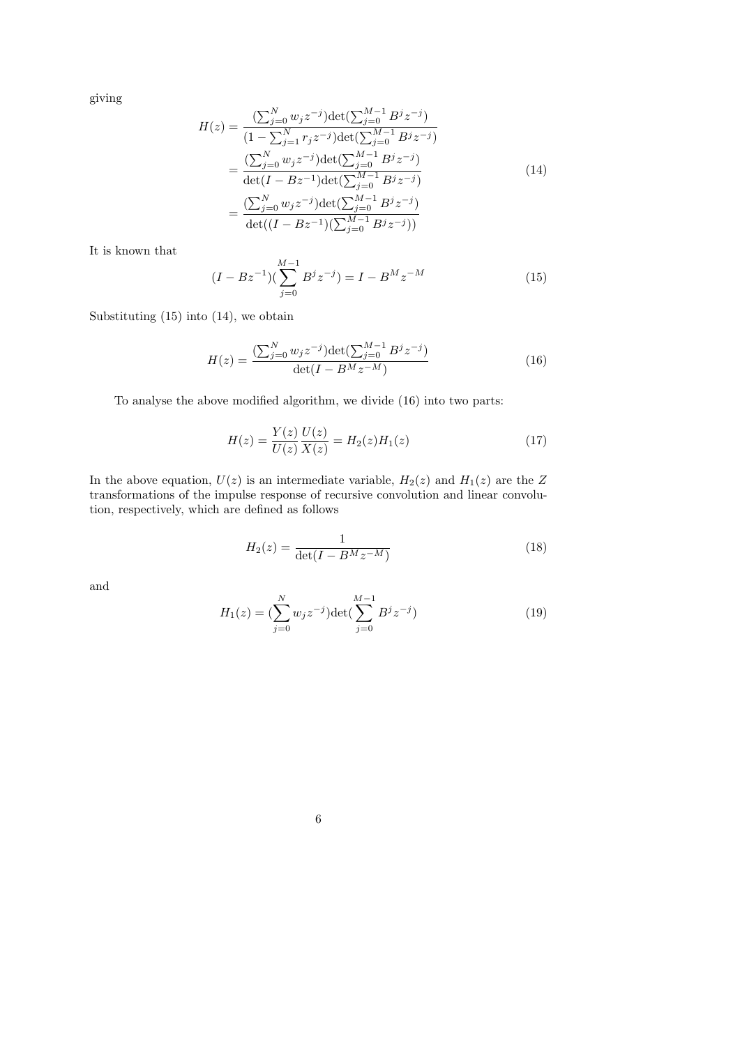giving

$$
\begin{aligned}
H(z) &= \frac{(\sum_{j=0}^{N} w_j z^{-j})\det(\sum_{j=0}^{M-1} B^j z^{-j})}{(1-\sum_{j=1}^{N} r_j z^{-j})\det(\sum_{j=0}^{M-1} B^j z^{-j})} \\
&= \frac{(\sum_{j=0}^{N} w_j z^{-j})\det(\sum_{j=0}^{M-1} B^j z^{-j})}{\det(I - Bz^{-1})\det(\sum_{j=0}^{M-1} B^j z^{-j})} \\
&= \frac{(\sum_{j=0}^{N} w_j z^{-j})\det(\sum_{j=0}^{M-1} B^j z^{-j})}{\det((I - Bz^{-1})(\sum_{j=0}^{M-1} B^j z^{-j}))}
\end{aligned}
\tag{14}
$$

It is known that

$$
(I - Bz^{-1})(\sum_{j=0}^{M-1} B^j z^{-j}) = I - B^M z^{-M} \tag{15}
$$

Substituting (15) into (14), we obtain

$$
H(z) = \frac{(\sum_{j=0}^{N} w_j z^{-j})\det(\sum_{j=0}^{M-1} B^j z^{-j})}{\det(I - B^M z^{-M})} \tag{16}
$$

To analyse the above modified algorithm, we divide (16) into two parts:

$$
H(z) = \frac{Y(z)}{U(z)}\frac{U(z)}{X(z)} = H_2(z)H_1(z) \tag{17}
$$

In the above equation, $U(z)$ is an intermediate variable, $H_2(z)$ and $H_1(z)$ are the $Z$ transformations of the impulse response of recursive convolution and linear convolution, respectively, which are defined as follows

$$
H_2(z) = \frac{1}{\det(I - B^M z^{-M})} \tag{18}
$$

and

$$
H_1(z) = (\sum_{j=0}^{N} w_j z^{-j})\det(\sum_{j=0}^{M-1} B^j z^{-j}) \tag{19}
$$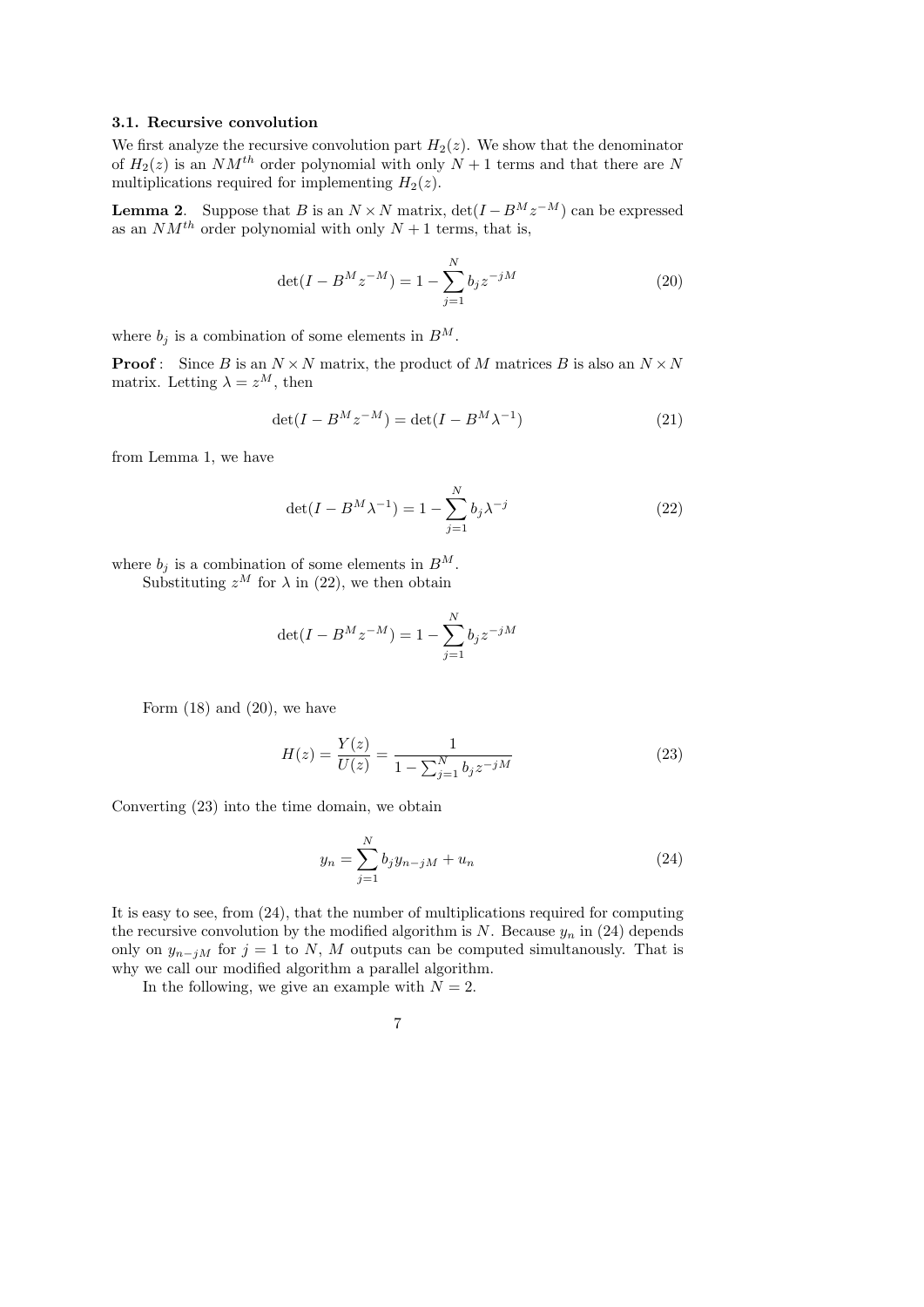### 3.1. Recursive convolution

We first analyze the recursive convolution part $H_2(z)$. We show that the denominator of $H_2(z)$ is an $NM^{th}$ order polynomial with only $N+1$ terms and that there are $N$ multiplications required for implementing $H_2(z)$.

**Lemma 2**. Suppose that $B$ is an $N \times N$ matrix, $\det(I - B^M z^{-M})$ can be expressed as an $NM^{th}$ order polynomial with only $N+1$ terms, that is,

$$\det(I - B^M z^{-M}) = 1 - \sum_{j=1}^{N} b_j z^{-jM} \tag{20}$$

where $b_j$ is a combination of some elements in $B^M$.

**Proof** : Since $B$ is an $N \times N$ matrix, the product of $M$ matrices $B$ is also an $N \times N$ matrix. Letting $\lambda = z^M$, then

$$\det(I - B^M z^{-M}) = \det(I - B^M \lambda^{-1}) \tag{21}$$

from Lemma 1, we have

$$\det(I - B^M \lambda^{-1}) = 1 - \sum_{j=1}^{N} b_j \lambda^{-j} \tag{22}$$

where $b_j$ is a combination of some elements in $B^M$.

Substituting $z^M$ for $\lambda$ in (22), we then obtain

$$\det(I - B^M z^{-M}) = 1 - \sum_{j=1}^{N} b_j z^{-jM}$$

Form (18) and (20), we have

$$H(z) = \frac{Y(z)}{U(z)} = \frac{1}{1 - \sum_{j=1}^{N} b_j z^{-jM}} \tag{23}$$

Converting (23) into the time domain, we obtain

$$y_n = \sum_{j=1}^{N} b_j y_{n-jM} + u_n \tag{24}$$

It is easy to see, from (24), that the number of multiplications required for computing the recursive convolution by the modified algorithm is $N$. Because $y_n$ in (24) depends only on $y_{n-jM}$ for $j = 1$ to $N$, $M$ outputs can be computed simultanously. That is why we call our modified algorithm a parallel algorithm.

In the following, we give an example with $N = 2$.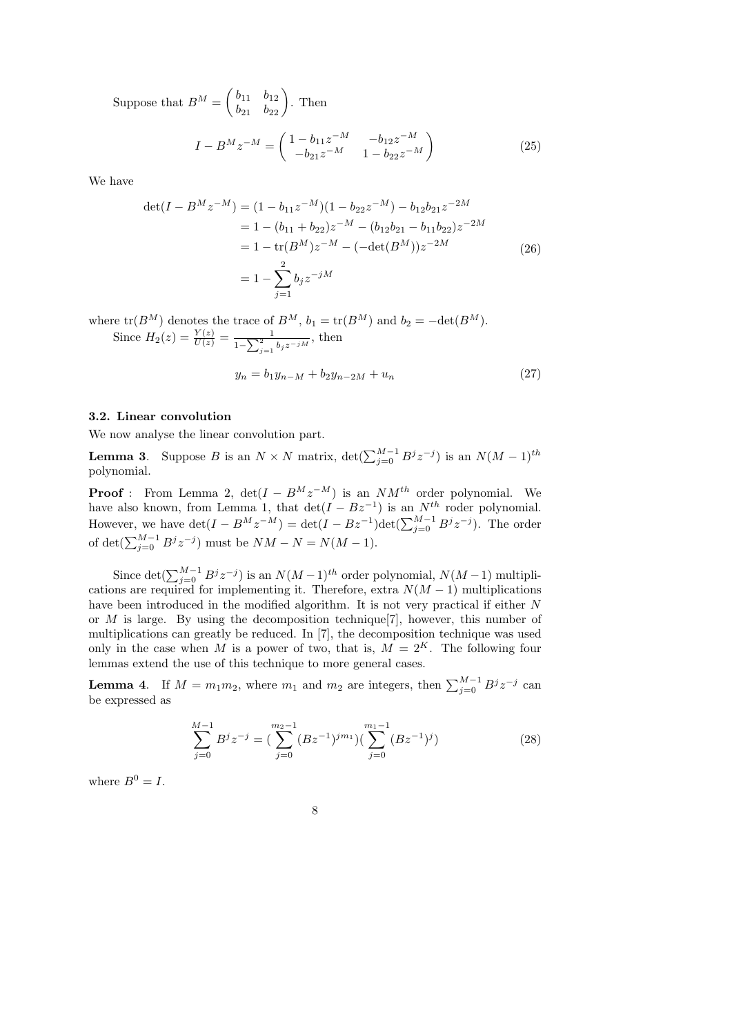Suppose that $B^M = \begin{pmatrix} b_{11} & b_{12} \\ b_{21} & b_{22} \end{pmatrix}$. Then

$$I - B^M z^{-M} = \begin{pmatrix} 1 - b_{11} z^{-M} & -b_{12} z^{-M} \\ -b_{21} z^{-M} & 1 - b_{22} z^{-M} \end{pmatrix} \tag{25}$$

We have

$$\begin{aligned} \det(I - B^M z^{-M}) &= (1 - b_{11} z^{-M})(1 - b_{22} z^{-M}) - b_{12} b_{21} z^{-2M} \\ &= 1 - (b_{11} + b_{22}) z^{-M} - (b_{12} b_{21} - b_{11} b_{22}) z^{-2M} \\ &= 1 - \mathrm{tr}(B^M) z^{-M} - (-\det(B^M)) z^{-2M} \\ &= 1 - \sum_{j=1}^{2} b_j z^{-jM} \end{aligned} \tag{26}$$

where $\mathrm{tr}(B^M)$ denotes the trace of $B^M$, $b_1 = \mathrm{tr}(B^M)$ and $b_2 = -\det(B^M)$.

Since $H_2(z) = \frac{Y(z)}{U(z)} = \frac{1}{1 - \sum_{j=1}^{2} b_j z^{-jM}}$, then

$$y_n = b_1 y_{n-M} + b_2 y_{n-2M} + u_n \tag{27}$$

### 3.2. Linear convolution

We now analyse the linear convolution part.

**Lemma 3**. Suppose $B$ is an $N \times N$ matrix, $\det(\sum_{j=0}^{M-1} B^j z^{-j})$ is an $N(M-1)^{th}$ polynomial.

**Proof** : From Lemma 2, $\det(I - B^M z^{-M})$ is an $NM^{th}$ order polynomial. We have also known, from Lemma 1, that $\det(I - Bz^{-1})$ is an $N^{th}$ roder polynomial. However, we have $\det(I - B^M z^{-M}) = \det(I - Bz^{-1}) \det(\sum_{j=0}^{M-1} B^j z^{-j})$. The order of $\det(\sum_{j=0}^{M-1} B^j z^{-j})$ must be $NM - N = N(M-1)$.

Since $\det(\sum_{j=0}^{M-1} B^j z^{-j})$ is an $N(M-1)^{th}$ order polynomial, $N(M-1)$ multiplications are required for implementing it. Therefore, extra $N(M-1)$ multiplications have been introduced in the modified algorithm. It is not very practical if either $N$ or $M$ is large. By using the decomposition technique[7], however, this number of multiplications can greatly be reduced. In [7], the decomposition technique was used only in the case when $M$ is a power of two, that is, $M = 2^K$. The following four lemmas extend the use of this technique to more general cases.

**Lemma 4**. If $M = m_1 m_2$, where $m_1$ and $m_2$ are integers, then $\sum_{j=0}^{M-1} B^j z^{-j}$ can be expressed as

$$\sum_{j=0}^{M-1} B^j z^{-j} = (\sum_{j=0}^{m_2-1} (Bz^{-1})^{jm_1})(\sum_{j=0}^{m_1-1} (Bz^{-1})^j) \tag{28}$$

where $B^0 = I$.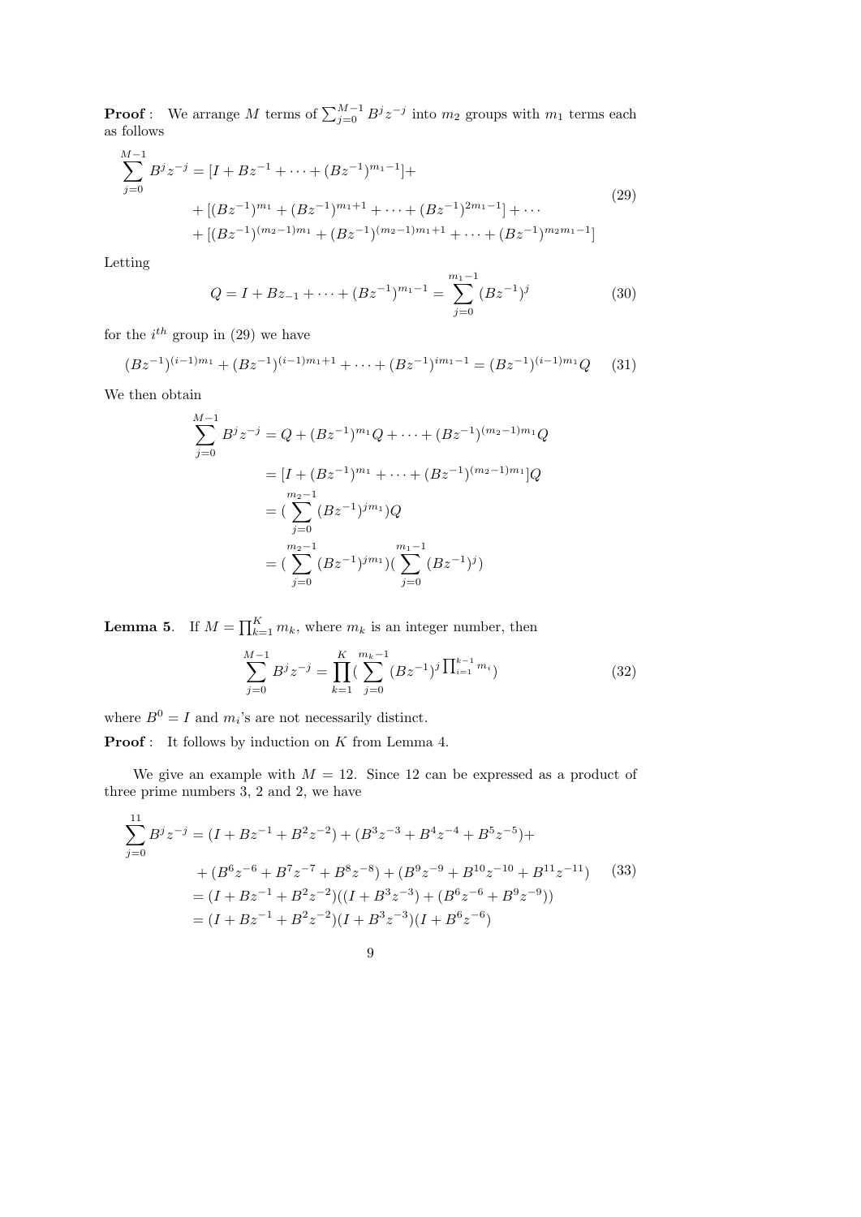**Proof** : We arrange $M$ terms of $\sum_{j=0}^{M-1} B^j z^{-j}$ into $m_2$ groups with $m_1$ terms each as follows

$$
\begin{aligned}
\sum_{j=0}^{M-1} B^j z^{-j} &= [I + Bz^{-1} + \cdots + (Bz^{-1})^{m_1-1}] + \\
&+ [(Bz^{-1})^{m_1} + (Bz^{-1})^{m_1+1} + \cdots + (Bz^{-1})^{2m_1-1}] + \cdots \\
&+ [(Bz^{-1})^{(m_2-1)m_1} + (Bz^{-1})^{(m_2-1)m_1+1} + \cdots + (Bz^{-1})^{m_2 m_1-1}]
\end{aligned}
\tag{29}
$$

Letting

$$
Q = I + Bz_{-1} + \cdots + (Bz^{-1})^{m_1-1} = \sum_{j=0}^{m_1-1} (Bz^{-1})^j \tag{30}
$$

for the $i^{th}$ group in (29) we have

$$
(Bz^{-1})^{(i-1)m_1} + (Bz^{-1})^{(i-1)m_1+1} + \cdots + (Bz^{-1})^{im_1-1} = (Bz^{-1})^{(i-1)m_1} Q \tag{31}
$$

We then obtain

$$
\begin{aligned}
\sum_{j=0}^{M-1} B^j z^{-j} &= Q + (Bz^{-1})^{m_1} Q + \cdots + (Bz^{-1})^{(m_2-1)m_1} Q \\
&= [I + (Bz^{-1})^{m_1} + \cdots + (Bz^{-1})^{(m_2-1)m_1}] Q \\
&= (\sum_{j=0}^{m_2-1} (Bz^{-1})^{jm_1}) Q \\
&= (\sum_{j=0}^{m_2-1} (Bz^{-1})^{jm_1}) (\sum_{j=0}^{m_1-1} (Bz^{-1})^j)
\end{aligned}
$$

**Lemma 5**. If $M = \prod_{k=1}^{K} m_k$, where $m_k$ is an integer number, then

$$
\sum_{j=0}^{M-1} B^j z^{-j} = \prod_{k=1}^{K} (\sum_{j=0}^{m_k-1} (Bz^{-1})^{j \prod_{i=1}^{k-1} m_i}) \tag{32}
$$

where $B^0 = I$ and $m_i$'s are not necessarily distinct.

**Proof** : It follows by induction on $K$ from Lemma 4.

We give an example with $M = 12$. Since 12 can be expressed as a product of three prime numbers 3, 2 and 2, we have

$$
\begin{aligned}
\sum_{j=0}^{11} B^j z^{-j} &= (I + Bz^{-1} + B^2 z^{-2}) + (B^3 z^{-3} + B^4 z^{-4} + B^5 z^{-5}) + \\
&+ (B^6 z^{-6} + B^7 z^{-7} + B^8 z^{-8}) + (B^9 z^{-9} + B^{10} z^{-10} + B^{11} z^{-11}) \\
&= (I + Bz^{-1} + B^2 z^{-2})((I + B^3 z^{-3}) + (B^6 z^{-6} + B^9 z^{-9})) \\
&= (I + Bz^{-1} + B^2 z^{-2})(I + B^3 z^{-3})(I + B^6 z^{-6})
\end{aligned}
\tag{33}
$$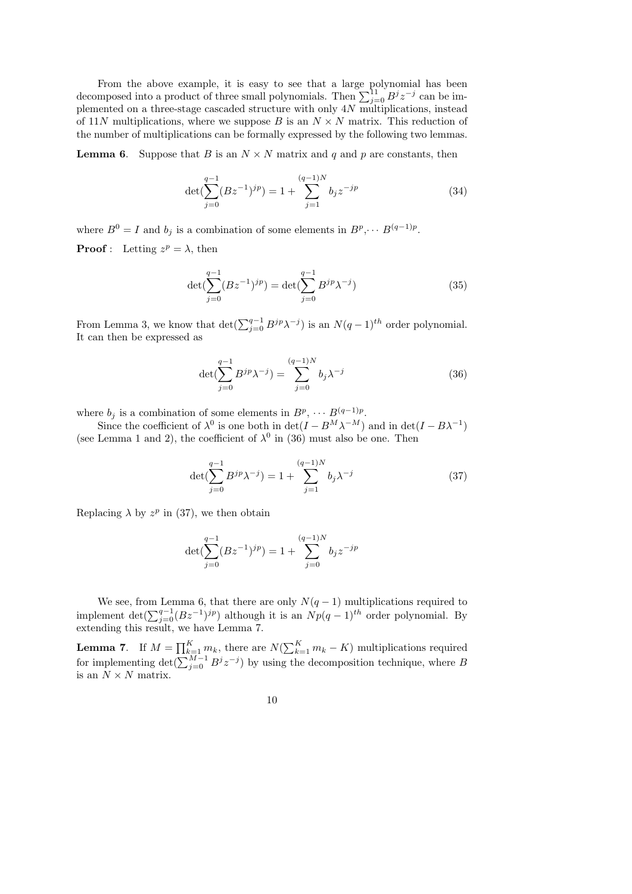From the above example, it is easy to see that a large polynomial has been decomposed into a product of three small polynomials. Then $\sum_{j=0}^{11} B^j z^{-j}$ can be implemented on a three-stage cascaded structure with only $4N$ multiplications, instead of $11N$ multiplications, where we suppose $B$ is an $N \times N$ matrix. This reduction of the number of multiplications can be formally expressed by the following two lemmas.

**Lemma 6**. Suppose that $B$ is an $N \times N$ matrix and $q$ and $p$ are constants, then

$$\det(\sum_{j=0}^{q-1}(Bz^{-1})^{jp}) = 1 + \sum_{j=1}^{(q-1)N} b_j z^{-jp} \tag{34}$$

where $B^0 = I$ and $b_j$ is a combination of some elements in $B^p, \cdots B^{(q-1)p}$.

**Proof** : Letting $z^p = \lambda$, then

$$\det(\sum_{j=0}^{q-1}(Bz^{-1})^{jp}) = \det(\sum_{j=0}^{q-1} B^{jp}\lambda^{-j}) \tag{35}$$

From Lemma 3, we know that $\det(\sum_{j=0}^{q-1} B^{jp}\lambda^{-j})$ is an $N(q-1)^{th}$ order polynomial. It can then be expressed as

$$\det(\sum_{j=0}^{q-1} B^{jp}\lambda^{-j}) = \sum_{j=0}^{(q-1)N} b_j \lambda^{-j} \tag{36}$$

where $b_j$ is a combination of some elements in $B^p, \cdots B^{(q-1)p}$.

Since the coefficient of $\lambda^0$ is one both in $\det(I - B^M\lambda^{-M})$ and in $\det(I - B\lambda^{-1})$ (see Lemma 1 and 2), the coefficient of $\lambda^0$ in (36) must also be one. Then

$$\det(\sum_{j=0}^{q-1} B^{jp}\lambda^{-j}) = 1 + \sum_{j=1}^{(q-1)N} b_j \lambda^{-j} \tag{37}$$

Replacing $\lambda$ by $z^p$ in (37), we then obtain

$$\det(\sum_{j=0}^{q-1}(Bz^{-1})^{jp}) = 1 + \sum_{j=0}^{(q-1)N} b_j z^{-jp}$$

We see, from Lemma 6, that there are only $N(q-1)$ multiplications required to implement $\det(\sum_{j=0}^{q-1}(Bz^{-1})^{jp})$ although it is an $Np(q-1)^{th}$ order polynomial. By extending this result, we have Lemma 7.

**Lemma 7**. If $M = \prod_{k=1}^{K} m_k$, there are $N(\sum_{k=1}^{K} m_k - K)$ multiplications required for implementing $\det(\sum_{j=0}^{M-1} B^j z^{-j})$ by using the decomposition technique, where $B$ is an $N \times N$ matrix.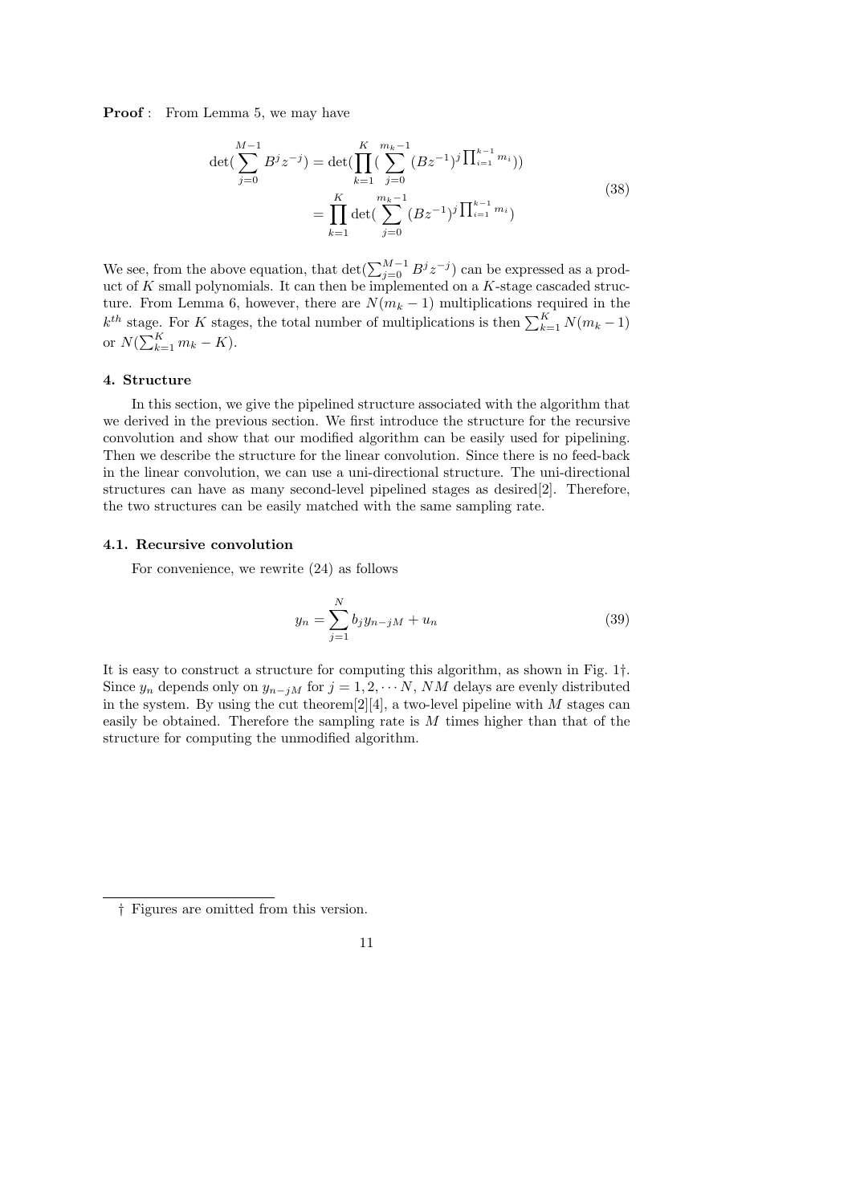**Proof** : From Lemma 5, we may have

$$
\begin{aligned}
\det(\sum_{j=0}^{M-1} B^j z^{-j}) &= \det(\prod_{k=1}^{K} (\sum_{j=0}^{m_k-1} (Bz^{-1})^{j\prod_{i=1}^{k-1} m_i})) \\
&= \prod_{k=1}^{K} \det(\sum_{j=0}^{m_k-1} (Bz^{-1})^{j\prod_{i=1}^{k-1} m_i})
\end{aligned}
\tag{38}
$$

We see, from the above equation, that $\det(\sum_{j=0}^{M-1} B^j z^{-j})$ can be expressed as a product of $K$ small polynomials. It can then be implemented on a $K$-stage cascaded structure. From Lemma 6, however, there are $N(m_k - 1)$ multiplications required in the $k^{th}$ stage. For $K$ stages, the total number of multiplications is then $\sum_{k=1}^{K} N(m_k - 1)$ or $N(\sum_{k=1}^{K} m_k - K)$.

### 4. Structure

In this section, we give the pipelined structure associated with the algorithm that we derived in the previous section. We first introduce the structure for the recursive convolution and show that our modified algorithm can be easily used for pipelining. Then we describe the structure for the linear convolution. Since there is no feed-back in the linear convolution, we can use a uni-directional structure. The uni-directional structures can have as many second-level pipelined stages as desired[2]. Therefore, the two structures can be easily matched with the same sampling rate.

#### 4.1. Recursive convolution

For convenience, we rewrite (24) as follows

$$
y_n = \sum_{j=1}^{N} b_j y_{n-jM} + u_n \tag{39}
$$

It is easy to construct a structure for computing this algorithm, as shown in Fig. 1†. Since $y_n$ depends only on $y_{n-jM}$ for $j = 1, 2, \cdots N$, $NM$ delays are evenly distributed in the system. By using the cut theorem[2][4], a two-level pipeline with $M$ stages can easily be obtained. Therefore the sampling rate is $M$ times higher than that of the structure for computing the unmodified algorithm.

† Figures are omitted from this version.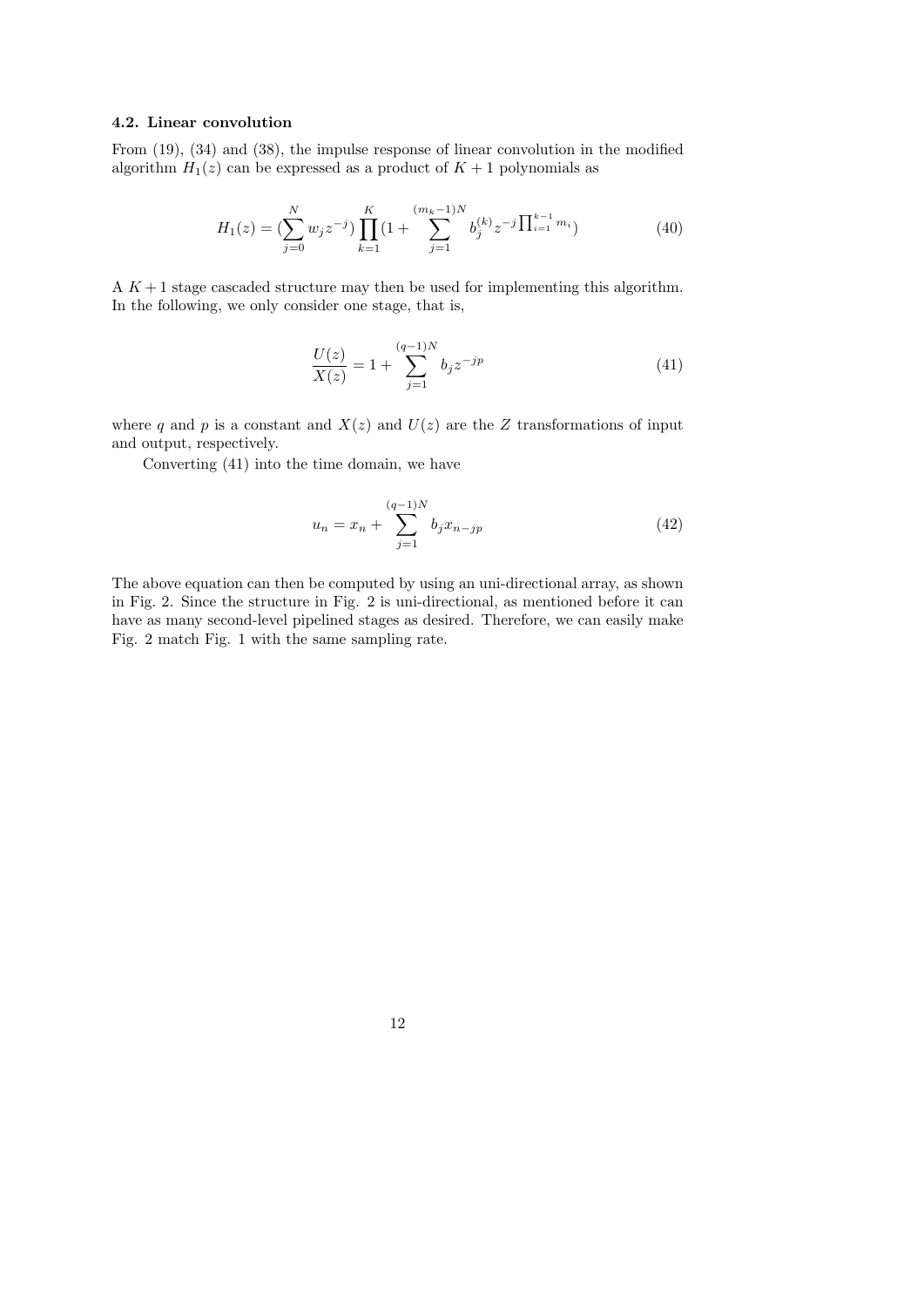### 4.2. Linear convolution

From (19), (34) and (38), the impulse response of linear convolution in the modified algorithm $H_1(z)$ can be expressed as a product of $K+1$ polynomials as

$$H_1(z) = (\sum_{j=0}^{N} w_j z^{-j}) \prod_{k=1}^{K} (1 + \sum_{j=1}^{(m_k-1)N} b_j^{(k)} z^{-j \prod_{i=1}^{k-1} m_i}) \tag{40}$$

A $K+1$ stage cascaded structure may then be used for implementing this algorithm. In the following, we only consider one stage, that is,

$$\frac{U(z)}{X(z)} = 1 + \sum_{j=1}^{(q-1)N} b_j z^{-jp} \tag{41}$$

where $q$ and $p$ is a constant and $X(z)$ and $U(z)$ are the $Z$ transformations of input and output, respectively.

Converting (41) into the time domain, we have

$$u_n = x_n + \sum_{j=1}^{(q-1)N} b_j x_{n-jp} \tag{42}$$

The above equation can then be computed by using an uni-directional array, as shown in Fig. 2. Since the structure in Fig. 2 is uni-directional, as mentioned before it can have as many second-level pipelined stages as desired. Therefore, we can easily make Fig. 2 match Fig. 1 with the same sampling rate.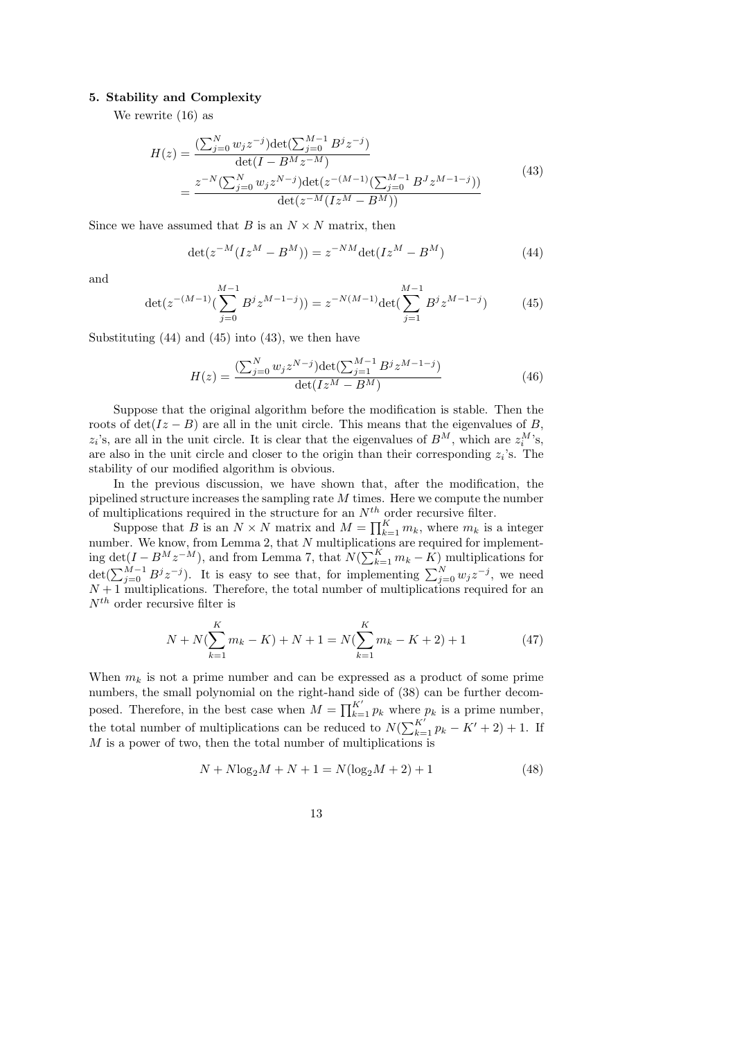### 5. Stability and Complexity

We rewrite (16) as

$$
\begin{aligned}
H(z) &= \frac{(\sum_{j=0}^{N} w_j z^{-j}) \det(\sum_{j=0}^{M-1} B^j z^{-j})}{\det(I - B^M z^{-M})} \\
&= \frac{z^{-N}(\sum_{j=0}^{N} w_j z^{N-j}) \det(z^{-(M-1)}(\sum_{j=0}^{M-1} B^J z^{M-1-j}))}{\det(z^{-M}(Iz^M - B^M))}
\end{aligned}
\tag{43}
$$

Since we have assumed that $B$ is an $N \times N$ matrix, then

$$
\det(z^{-M}(Iz^M - B^M)) = z^{-NM} \det(Iz^M - B^M) \tag{44}
$$

and

$$
\det(z^{-(M-1)}(\sum_{j=0}^{M-1} B^j z^{M-1-j})) = z^{-N(M-1)} \det(\sum_{j=1}^{M-1} B^j z^{M-1-j}) \tag{45}
$$

Substituting (44) and (45) into (43), we then have

$$
H(z) = \frac{(\sum_{j=0}^{N} w_j z^{N-j}) \det(\sum_{j=1}^{M-1} B^j z^{M-1-j})}{\det(Iz^M - B^M)} \tag{46}
$$

Suppose that the original algorithm before the modification is stable. Then the roots of $\det(Iz - B)$ are all in the unit circle. This means that the eigenvalues of $B$, $z_i$'s, are all in the unit circle. It is clear that the eigenvalues of $B^M$, which are $z_i^M$'s, are also in the unit circle and closer to the origin than their corresponding $z_i$'s. The stability of our modified algorithm is obvious.

In the previous discussion, we have shown that, after the modification, the pipelined structure increases the sampling rate $M$ times. Here we compute the number of multiplications required in the structure for an $N^{th}$ order recursive filter.

Suppose that $B$ is an $N \times N$ matrix and $M = \prod_{k=1}^{K} m_k$, where $m_k$ is a integer number. We know, from Lemma 2, that $N$ multiplications are required for implementing $\det(I - B^M z^{-M})$, and from Lemma 7, that $N(\sum_{k=1}^{K} m_k - K)$ multiplications for $\det(\sum_{j=0}^{M-1} B^j z^{-j})$. It is easy to see that, for implementing $\sum_{j=0}^{N} w_j z^{-j}$, we need $N + 1$ multiplications. Therefore, the total number of multiplications required for an $N^{th}$ order recursive filter is

$$
N + N(\sum_{k=1}^{K} m_k - K) + N + 1 = N(\sum_{k=1}^{K} m_k - K + 2) + 1 \tag{47}
$$

When $m_k$ is not a prime number and can be expressed as a product of some prime numbers, the small polynomial on the right-hand side of (38) can be further decomposed. Therefore, in the best case when $M = \prod_{k=1}^{K'} p_k$ where $p_k$ is a prime number, the total number of multiplications can be reduced to $N(\sum_{k=1}^{K'} p_k - K' + 2) + 1$. If $M$ is a power of two, then the total number of multiplications is

$$
N + N \log_2 M + N + 1 = N(\log_2 M + 2) + 1 \tag{48}
$$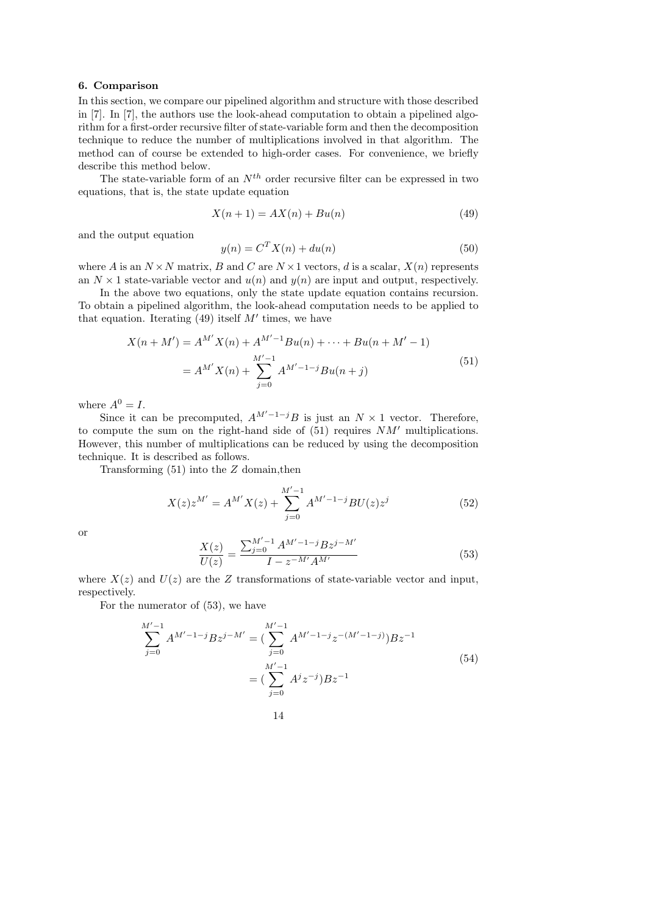### 6. Comparison

In this section, we compare our pipelined algorithm and structure with those described in [7]. In [7], the authors use the look-ahead computation to obtain a pipelined algorithm for a first-order recursive filter of state-variable form and then the decomposition technique to reduce the number of multiplications involved in that algorithm. The method can of course be extended to high-order cases. For convenience, we briefly describe this method below.

The state-variable form of an $N^{th}$ order recursive filter can be expressed in two equations, that is, the state update equation

$$X(n+1) = AX(n) + Bu(n) \tag{49}$$

and the output equation

$$y(n) = C^T X(n) + du(n) \tag{50}$$

where $A$ is an $N \times N$ matrix, $B$ and $C$ are $N \times 1$ vectors, $d$ is a scalar, $X(n)$ represents an $N \times 1$ state-variable vector and $u(n)$ and $y(n)$ are input and output, respectively.

In the above two equations, only the state update equation contains recursion. To obtain a pipelined algorithm, the look-ahead computation needs to be applied to that equation. Iterating (49) itself $M'$ times, we have

$$\begin{aligned} X(n+M') &= A^{M'}X(n) + A^{M'-1}Bu(n) + \cdots + Bu(n+M'-1) \\ &= A^{M'}X(n) + \sum_{j=0}^{M'-1} A^{M'-1-j}Bu(n+j) \end{aligned} \tag{51}$$

where $A^0 = I$.

Since it can be precomputed, $A^{M'-1-j}B$ is just an $N \times 1$ vector. Therefore, to compute the sum on the right-hand side of (51) requires $NM'$ multiplications. However, this number of multiplications can be reduced by using the decomposition technique. It is described as follows.

Transforming (51) into the $Z$ domain,then

$$X(z)z^{M'} = A^{M'}X(z) + \sum_{j=0}^{M'-1} A^{M'-1-j}BU(z)z^j \tag{52}$$

or

$$\frac{X(z)}{U(z)} = \frac{\sum_{j=0}^{M'-1} A^{M'-1-j}Bz^{j-M'}}{I - z^{-M'}A^{M'}} \tag{53}$$

where $X(z)$ and $U(z)$ are the $Z$ transformations of state-variable vector and input, respectively.

For the numerator of (53), we have

$$\begin{aligned} \sum_{j=0}^{M'-1} A^{M'-1-j}Bz^{j-M'} &= (\sum_{j=0}^{M'-1} A^{M'-1-j}z^{-(M'-1-j)})Bz^{-1} \\ &= (\sum_{j=0}^{M'-1} A^j z^{-j})Bz^{-1} \end{aligned} \tag{54}$$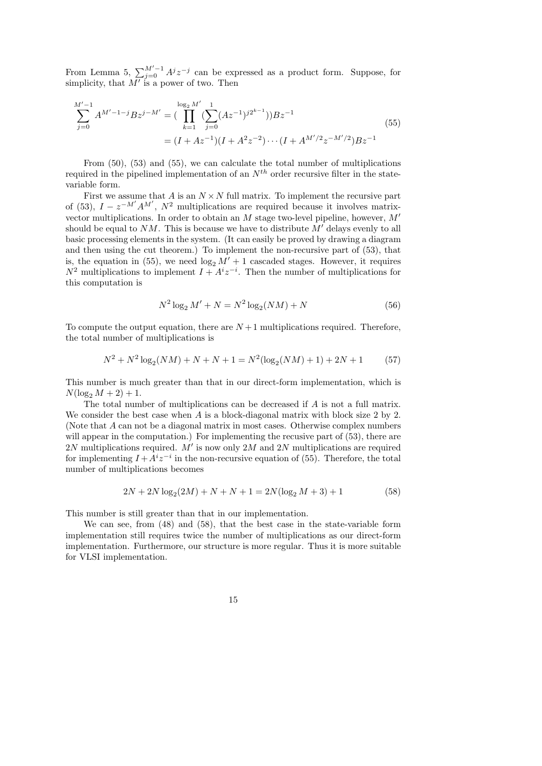From Lemma 5, $\sum_{j=0}^{M'-1} A^j z^{-j}$ can be expressed as a product form. Suppose, for simplicity, that $M'$ is a power of two. Then

$$
\begin{aligned}
\sum_{j=0}^{M'-1} A^{M'-1-j} B z^{j-M'} &= \Big(\prod_{k=1}^{\log_2 M'} \big(\sum_{j=0}^{1} (Az^{-1})^{j2^{k-1}}\big)\Big) B z^{-1} \\
&= (I + Az^{-1})(I + A^2 z^{-2}) \cdots (I + A^{M'/2} z^{-M'/2}) B z^{-1}
\end{aligned}
\tag{55}
$$

From (50), (53) and (55), we can calculate the total number of multiplications required in the pipelined implementation of an $N^{th}$ order recursive filter in the state-variable form.

First we assume that $A$ is an $N \times N$ full matrix. To implement the recursive part of (53), $I - z^{-M'} A^{M'}$, $N^2$ multiplications are required because it involves matrix-vector multiplications. In order to obtain an $M$ stage two-level pipeline, however, $M'$ should be equal to $NM$. This is because we have to distribute $M'$ delays evenly to all basic processing elements in the system. (It can easily be proved by drawing a diagram and then using the cut theorem.) To implement the non-recursive part of (53), that is, the equation in (55), we need $\log_2 M' + 1$ cascaded stages. However, it requires $N^2$ multiplications to implement $I + A^i z^{-i}$. Then the number of multiplications for this computation is

$$
N^2 \log_2 M' + N = N^2 \log_2(NM) + N \tag{56}
$$

To compute the output equation, there are $N+1$ multiplications required. Therefore, the total number of multiplications is

$$
N^2 + N^2 \log_2(NM) + N + N + 1 = N^2(\log_2(NM) + 1) + 2N + 1 \tag{57}
$$

This number is much greater than that in our direct-form implementation, which is $N(\log_2 M + 2) + 1$.

The total number of multiplications can be decreased if $A$ is not a full matrix. We consider the best case when $A$ is a block-diagonal matrix with block size 2 by 2. (Note that $A$ can not be a diagonal matrix in most cases. Otherwise complex numbers will appear in the computation.) For implementing the recusive part of (53), there are $2N$ multiplications required. $M'$ is now only $2M$ and $2N$ multiplications are required for implementing $I + A^i z^{-i}$ in the non-recursive equation of (55). Therefore, the total number of multiplications becomes

$$
2N + 2N \log_2(2M) + N + N + 1 = 2N(\log_2 M + 3) + 1 \tag{58}
$$

This number is still greater than that in our implementation.

We can see, from (48) and (58), that the best case in the state-variable form implementation still requires twice the number of multiplications as our direct-form implementation. Furthermore, our structure is more regular. Thus it is more suitable for VLSI implementation.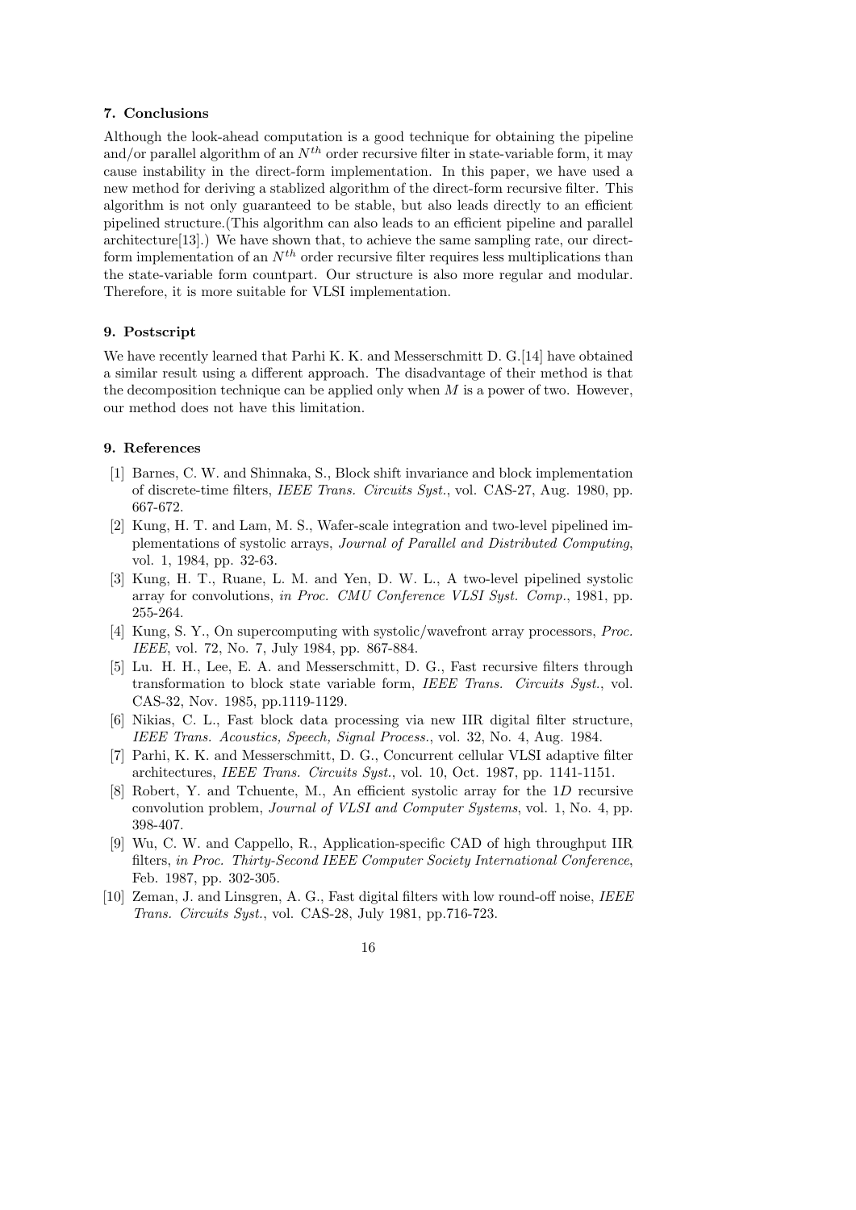## 7. Conclusions

Although the look-ahead computation is a good technique for obtaining the pipeline and/or parallel algorithm of an $N^{th}$ order recursive filter in state-variable form, it may cause instability in the direct-form implementation. In this paper, we have used a new method for deriving a stablized algorithm of the direct-form recursive filter. This algorithm is not only guaranteed to be stable, but also leads directly to an efficient pipelined structure.(This algorithm can also leads to an efficient pipeline and parallel architecture[13].) We have shown that, to achieve the same sampling rate, our direct-form implementation of an $N^{th}$ order recursive filter requires less multiplications than the state-variable form countpart. Our structure is also more regular and modular. Therefore, it is more suitable for VLSI implementation.

## 9. Postscript

We have recently learned that Parhi K. K. and Messerschmitt D. G.[14] have obtained a similar result using a different approach. The disadvantage of their method is that the decomposition technique can be applied only when $M$ is a power of two. However, our method does not have this limitation.

## 9. References

[1] Barnes, C. W. and Shinnaka, S., Block shift invariance and block implementation of discrete-time filters, *IEEE Trans. Circuits Syst.*, vol. CAS-27, Aug. 1980, pp. 667-672.

[2] Kung, H. T. and Lam, M. S., Wafer-scale integration and two-level pipelined implementations of systolic arrays, *Journal of Parallel and Distributed Computing*, vol. 1, 1984, pp. 32-63.

[3] Kung, H. T., Ruane, L. M. and Yen, D. W. L., A two-level pipelined systolic array for convolutions, *in Proc. CMU Conference VLSI Syst. Comp.*, 1981, pp. 255-264.

[4] Kung, S. Y., On supercomputing with systolic/wavefront array processors, *Proc. IEEE*, vol. 72, No. 7, July 1984, pp. 867-884.

[5] Lu. H. H., Lee, E. A. and Messerschmitt, D. G., Fast recursive filters through transformation to block state variable form, *IEEE Trans. Circuits Syst.*, vol. CAS-32, Nov. 1985, pp.1119-1129.

[6] Nikias, C. L., Fast block data processing via new IIR digital filter structure, *IEEE Trans. Acoustics, Speech, Signal Process.*, vol. 32, No. 4, Aug. 1984.

[7] Parhi, K. K. and Messerschmitt, D. G., Concurrent cellular VLSI adaptive filter architectures, *IEEE Trans. Circuits Syst.*, vol. 10, Oct. 1987, pp. 1141-1151.

[8] Robert, Y. and Tchuente, M., An efficient systolic array for the 1*D* recursive convolution problem, *Journal of VLSI and Computer Systems*, vol. 1, No. 4, pp. 398-407.

[9] Wu, C. W. and Cappello, R., Application-specific CAD of high throughput IIR filters, *in Proc. Thirty-Second IEEE Computer Society International Conference*, Feb. 1987, pp. 302-305.

[10] Zeman, J. and Linsgren, A. G., Fast digital filters with low round-off noise, *IEEE Trans. Circuits Syst.*, vol. CAS-28, July 1981, pp.716-723.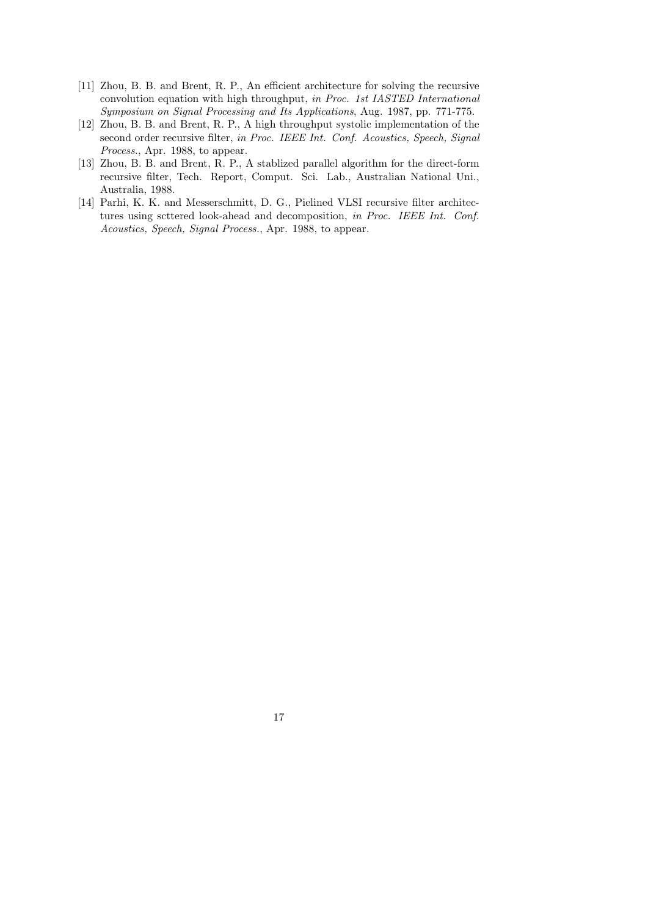[11] Zhou, B. B. and Brent, R. P., An efficient architecture for solving the recursive convolution equation with high throughput, *in Proc. 1st IASTED International Symposium on Signal Processing and Its Applications*, Aug. 1987, pp. 771-775.

[12] Zhou, B. B. and Brent, R. P., A high throughput systolic implementation of the second order recursive filter, *in Proc. IEEE Int. Conf. Acoustics, Speech, Signal Process.*, Apr. 1988, to appear.

[13] Zhou, B. B. and Brent, R. P., A stablized parallel algorithm for the direct-form recursive filter, Tech. Report, Comput. Sci. Lab., Australian National Uni., Australia, 1988.

[14] Parhi, K. K. and Messerschmitt, D. G., Pielined VLSI recursive filter architectures using scttered look-ahead and decomposition, *in Proc. IEEE Int. Conf. Acoustics, Speech, Signal Process.*, Apr. 1988, to appear.